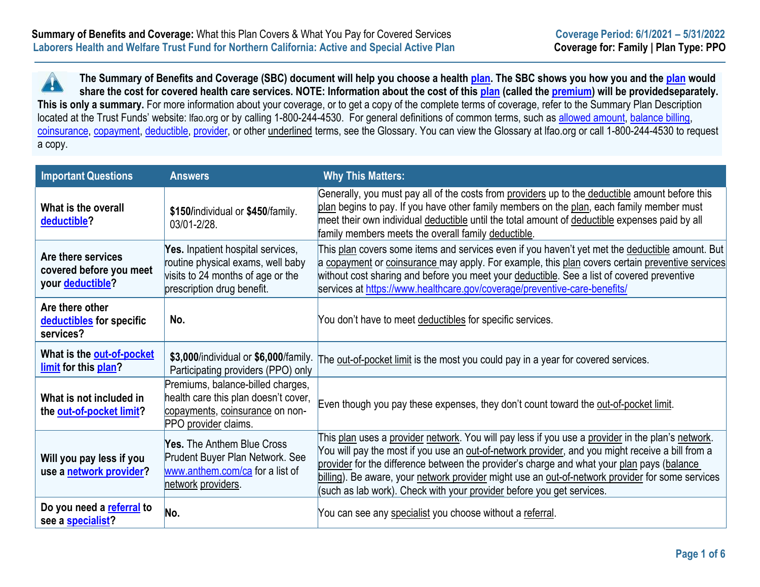**Summary of Benefits and Coverage:** What this Plan Covers & What You Pay for Covered Services
**Laborers Health and Welfare Trust Fund for Northern California: Active and Special Active Plan**

**Coverage Period: 6/1/2021 – 5/31/2022**
**Coverage for: Family | Plan Type: PPO**

**The Summary of Benefits and Coverage (SBC) document will help you choose a health plan. The SBC shows you how you and the plan would share the cost for covered health care services. NOTE: Information about the cost of this plan (called the premium) will be providedseparately.** **This is only a summary.** For more information about your coverage, or to get a copy of the complete terms of coverage, refer to the Summary Plan Description located at the Trust Funds' website: lfao.org or by calling 1-800-244-4530. For general definitions of common terms, such as allowed amount, balance billing, coinsurance, copayment, deductible, provider, or other underlined terms, see the Glossary. You can view the Glossary at lfao.org or call 1-800-244-4530 to request a copy.

| Important Questions | Answers | Why This Matters: |
|---|---|---|
| **What is the overall deductible?** | **$150/**individual or **$450**/family. 03/01-2/28. | Generally, you must pay all of the costs from providers up to the deductible amount before this plan begins to pay. If you have other family members on the plan, each family member must meet their own individual deductible until the total amount of deductible expenses paid by all family members meets the overall family deductible. |
| **Are there services covered before you meet your deductible?** | **Yes.** Inpatient hospital services, routine physical exams, well baby visits to 24 months of age or the prescription drug benefit. | This plan covers some items and services even if you haven't yet met the deductible amount. But a copayment or coinsurance may apply. For example, this plan covers certain preventive services without cost sharing and before you meet your deductible. See a list of covered preventive services at https://www.healthcare.gov/coverage/preventive-care-benefits/ |
| **Are there other deductibles for specific services?** | **No.** | You don't have to meet deductibles for specific services. |
| **What is the out-of-pocket limit for this plan?** | **$3,000**/individual or **$6,000**/family. Participating providers (PPO) only | The out-of-pocket limit is the most you could pay in a year for covered services. |
| **What is not included in the out-of-pocket limit?** | Premiums, balance-billed charges, health care this plan doesn't cover, copayments, coinsurance on non-PPO provider claims. | Even though you pay these expenses, they don't count toward the out-of-pocket limit. |
| **Will you pay less if you use a network provider?** | **Yes.** The Anthem Blue Cross Prudent Buyer Plan Network. See www.anthem.com/ca for a list of network providers. | This plan uses a provider network. You will pay less if you use a provider in the plan's network. You will pay the most if you use an out-of-network provider, and you might receive a bill from a provider for the difference between the provider's charge and what your plan pays (balance billing). Be aware, your network provider might use an out-of-network provider for some services (such as lab work). Check with your provider before you get services. |
| **Do you need a referral to see a specialist?** | **No.** | You can see any specialist you choose without a referral. |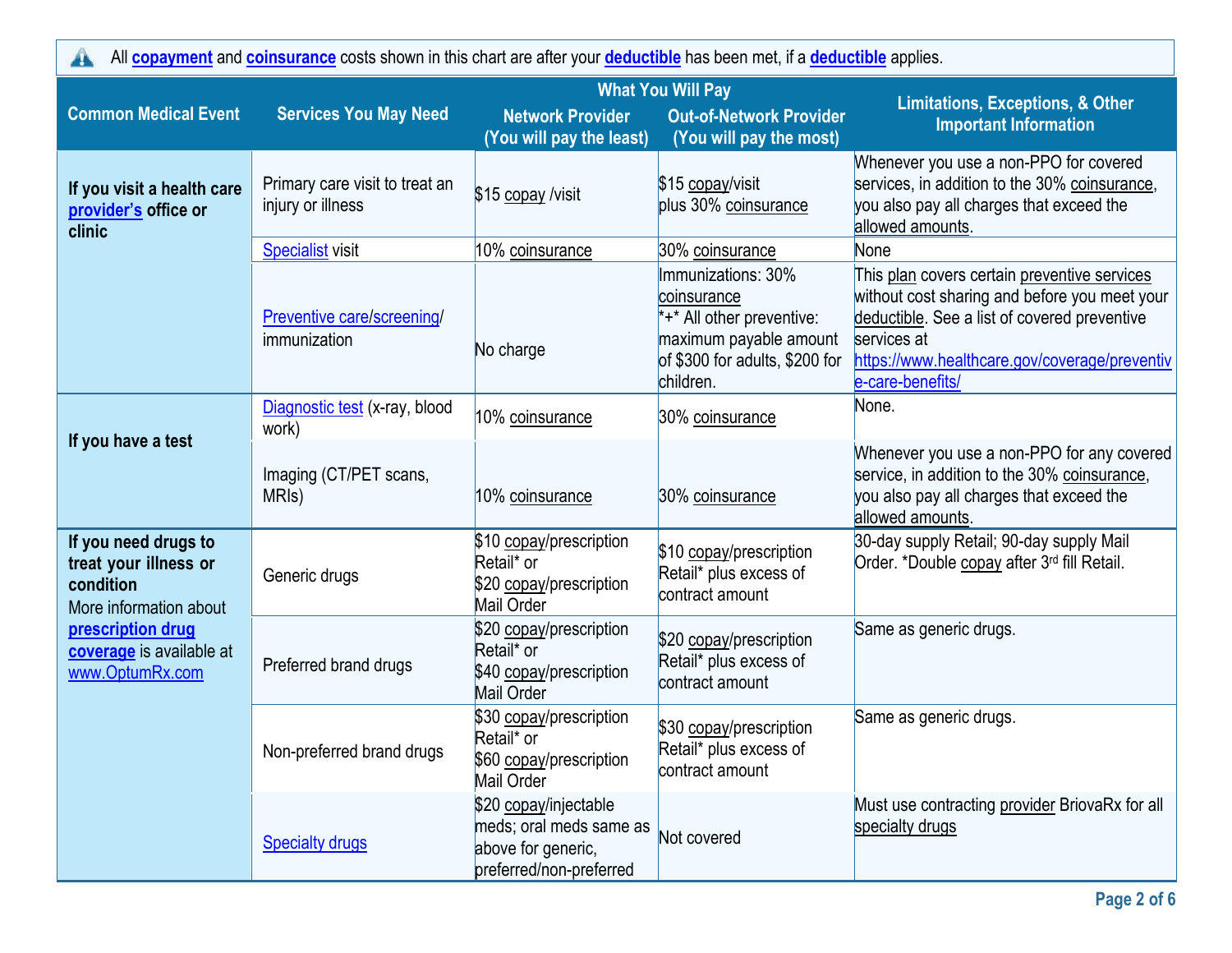All **copayment** and **coinsurance** costs shown in this chart are after your **deductible** has been met, if a **deductible** applies.

| Common Medical Event | Services You May Need | What You Will Pay: Network Provider (You will pay the least) | What You Will Pay: Out-of-Network Provider (You will pay the most) | Limitations, Exceptions, & Other Important Information |
|---|---|---|---|---|
| **If you visit a health care provider's office or clinic** | Primary care visit to treat an injury or illness | $15 copay /visit | $15 copay/visit plus 30% coinsurance | Whenever you use a non-PPO for covered services, in addition to the 30% coinsurance, you also pay all charges that exceed the allowed amounts. |
| | Specialist visit | 10% coinsurance | 30% coinsurance | None |
| | Preventive care/screening/ immunization | No charge | Immunizations: 30% coinsurance *+* All other preventive: maximum payable amount of $300 for adults, $200 for children. | This plan covers certain preventive services without cost sharing and before you meet your deductible. See a list of covered preventive services at https://www.healthcare.gov/coverage/preventive-care-benefits/ |
| **If you have a test** | Diagnostic test (x-ray, blood work) | 10% coinsurance | 30% coinsurance | None. |
| | Imaging (CT/PET scans, MRIs) | 10% coinsurance | 30% coinsurance | Whenever you use a non-PPO for any covered service, in addition to the 30% coinsurance, you also pay all charges that exceed the allowed amounts. |
| **If you need drugs to treat your illness or condition** More information about **prescription drug coverage** is available at www.OptumRx.com | Generic drugs | $10 copay/prescription Retail* or $20 copay/prescription Mail Order | $10 copay/prescription Retail* plus excess of contract amount | 30-day supply Retail; 90-day supply Mail Order. *Double copay after 3rd fill Retail. |
| | Preferred brand drugs | $20 copay/prescription Retail* or $40 copay/prescription Mail Order | $20 copay/prescription Retail* plus excess of contract amount | Same as generic drugs. |
| | Non-preferred brand drugs | $30 copay/prescription Retail* or $60 copay/prescription Mail Order | $30 copay/prescription Retail* plus excess of contract amount | Same as generic drugs. |
| | Specialty drugs | $20 copay/injectable meds; oral meds same as above for generic, preferred/non-preferred | Not covered | Must use contracting provider BriovaRx for all specialty drugs |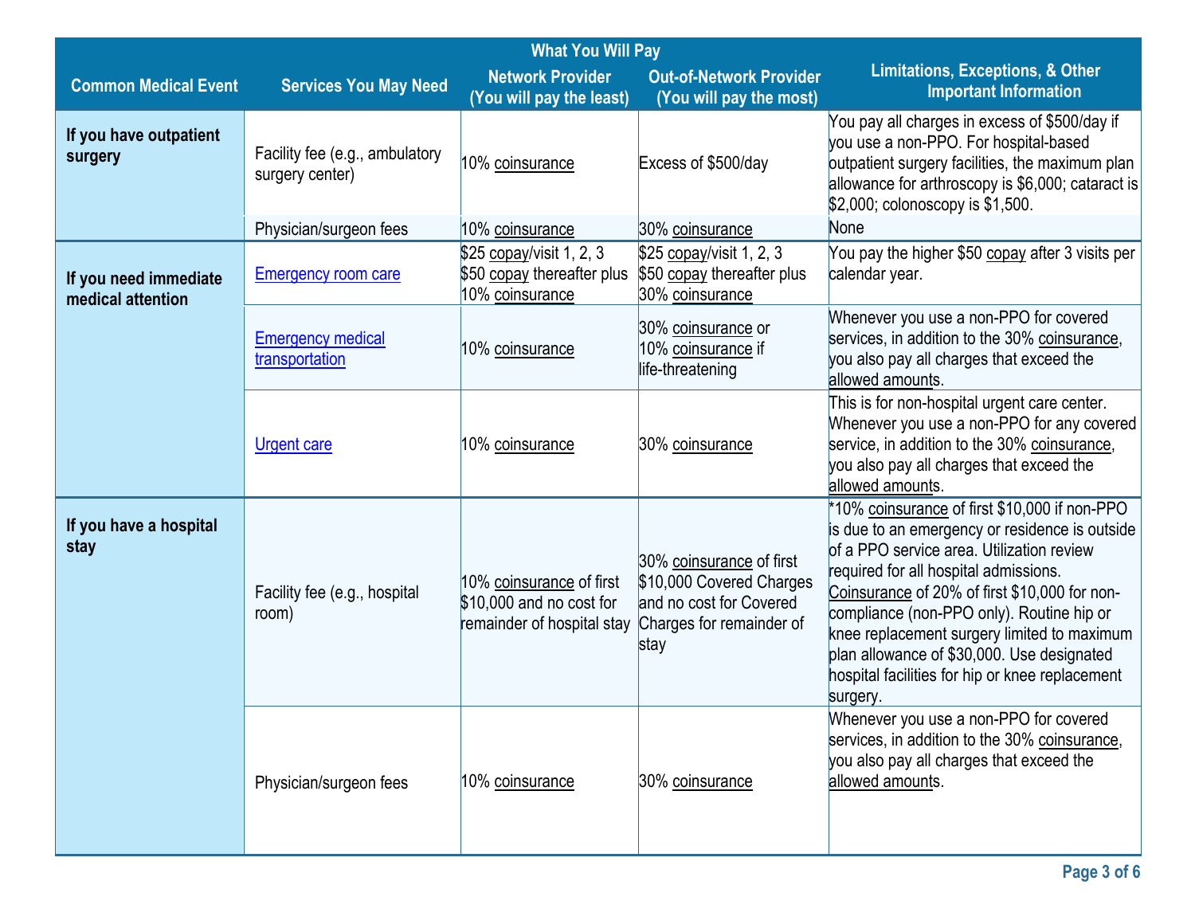| Common Medical Event | Services You May Need | What You Will Pay: Network Provider (You will pay the least) | What You Will Pay: Out-of-Network Provider (You will pay the most) | Limitations, Exceptions, & Other Important Information |
|---|---|---|---|---|
| **If you have outpatient surgery** | Facility fee (e.g., ambulatory surgery center) | 10% coinsurance | Excess of $500/day | You pay all charges in excess of $500/day if you use a non-PPO. For hospital-based outpatient surgery facilities, the maximum plan allowance for arthroscopy is $6,000; cataract is $2,000; colonoscopy is $1,500. |
| | Physician/surgeon fees | 10% coinsurance | 30% coinsurance | None |
| **If you need immediate medical attention** | Emergency room care | $25 copay/visit 1, 2, 3 $50 copay thereafter plus 10% coinsurance | $25 copay/visit 1, 2, 3 $50 copay thereafter plus 30% coinsurance | You pay the higher $50 copay after 3 visits per calendar year. |
| | Emergency medical transportation | 10% coinsurance | 30% coinsurance or 10% coinsurance if life-threatening | Whenever you use a non-PPO for covered services, in addition to the 30% coinsurance, you also pay all charges that exceed the allowed amounts. |
| | Urgent care | 10% coinsurance | 30% coinsurance | This is for non-hospital urgent care center. Whenever you use a non-PPO for any covered service, in addition to the 30% coinsurance, you also pay all charges that exceed the allowed amounts. |
| **If you have a hospital stay** | Facility fee (e.g., hospital room) | 10% coinsurance of first $10,000 and no cost for remainder of hospital stay | 30% coinsurance of first $10,000 Covered Charges and no cost for Covered Charges for remainder of stay | *10% coinsurance of first $10,000 if non-PPO is due to an emergency or residence is outside of a PPO service area. Utilization review required for all hospital admissions. Coinsurance of 20% of first $10,000 for non-compliance (non-PPO only). Routine hip or knee replacement surgery limited to maximum plan allowance of $30,000. Use designated hospital facilities for hip or knee replacement surgery. |
| | Physician/surgeon fees | 10% coinsurance | 30% coinsurance | Whenever you use a non-PPO for covered services, in addition to the 30% coinsurance, you also pay all charges that exceed the allowed amounts. |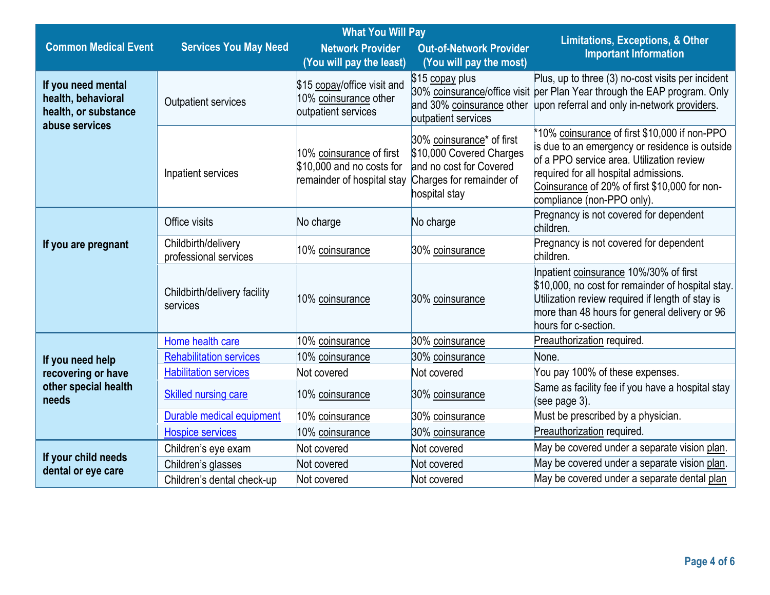| Common Medical Event | Services You May Need | What You Will Pay<br>Network Provider<br>(You will pay the least) | <br>Out-of-Network Provider<br>(You will pay the most) | Limitations, Exceptions, & Other Important Information |
|---|---|---|---|---|
| **If you need mental health, behavioral health, or substance abuse services** | Outpatient services | $15 copay/office visit and 10% coinsurance other outpatient services | $15 copay plus 30% coinsurance/office visit and 30% coinsurance other outpatient services | Plus, up to three (3) no-cost visits per incident per Plan Year through the EAP program. Only upon referral and only in-network providers. |
| | Inpatient services | 10% coinsurance of first $10,000 and no costs for remainder of hospital stay | 30% coinsurance* of first $10,000 Covered Charges and no cost for Covered Charges for remainder of hospital stay | *10% coinsurance of first $10,000 if non-PPO is due to an emergency or residence is outside of a PPO service area. Utilization review required for all hospital admissions. Coinsurance of 20% of first $10,000 for non-compliance (non-PPO only). |
| **If you are pregnant** | Office visits | No charge | No charge | Pregnancy is not covered for dependent children. |
| | Childbirth/delivery professional services | 10% coinsurance | 30% coinsurance | Pregnancy is not covered for dependent children. |
| | Childbirth/delivery facility services | 10% coinsurance | 30% coinsurance | Inpatient coinsurance 10%/30% of first $10,000, no cost for remainder of hospital stay. Utilization review required if length of stay is more than 48 hours for general delivery or 96 hours for c-section. |
| **If you need help recovering or have other special health needs** | Home health care | 10% coinsurance | 30% coinsurance | Preauthorization required. |
| | Rehabilitation services | 10% coinsurance | 30% coinsurance | None. |
| | Habilitation services | Not covered | Not covered | You pay 100% of these expenses. |
| | Skilled nursing care | 10% coinsurance | 30% coinsurance | Same as facility fee if you have a hospital stay (see page 3). |
| | Durable medical equipment | 10% coinsurance | 30% coinsurance | Must be prescribed by a physician. |
| | Hospice services | 10% coinsurance | 30% coinsurance | Preauthorization required. |
| **If your child needs dental or eye care** | Children's eye exam | Not covered | Not covered | May be covered under a separate vision plan. |
| | Children's glasses | Not covered | Not covered | May be covered under a separate vision plan. |
| | Children's dental check-up | Not covered | Not covered | May be covered under a separate dental plan |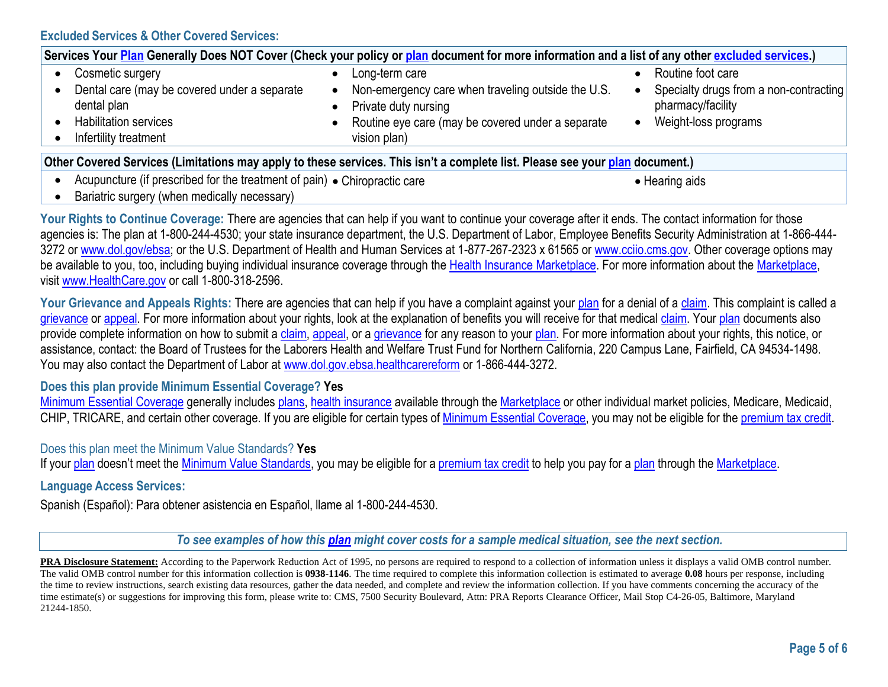### Excluded Services & Other Covered Services:

**Services Your Plan Generally Does NOT Cover (Check your policy or plan document for more information and a list of any other excluded services.)**

- Cosmetic surgery
- Dental care (may be covered under a separate dental plan
- Habilitation services
- Infertility treatment
- Long-term care
- Non-emergency care when traveling outside the U.S.
- Private duty nursing
- Routine eye care (may be covered under a separate vision plan)
- Routine foot care
- Specialty drugs from a non-contracting pharmacy/facility
- Weight-loss programs

**Other Covered Services (Limitations may apply to these services. This isn't a complete list. Please see your plan document.)**

- Acupuncture (if prescribed for the treatment of pain)
- Bariatric surgery (when medically necessary)
- Chiropractic care
- Hearing aids

**Your Rights to Continue Coverage:** There are agencies that can help if you want to continue your coverage after it ends. The contact information for those agencies is: The plan at 1-800-244-4530; your state insurance department, the U.S. Department of Labor, Employee Benefits Security Administration at 1-866-444-3272 or www.dol.gov/ebsa; or the U.S. Department of Health and Human Services at 1-877-267-2323 x 61565 or www.cciio.cms.gov. Other coverage options may be available to you, too, including buying individual insurance coverage through the Health Insurance Marketplace. For more information about the Marketplace, visit www.HealthCare.gov or call 1-800-318-2596.

**Your Grievance and Appeals Rights:** There are agencies that can help if you have a complaint against your plan for a denial of a claim. This complaint is called a grievance or appeal. For more information about your rights, look at the explanation of benefits you will receive for that medical claim. Your plan documents also provide complete information on how to submit a claim, appeal, or a grievance for any reason to your plan. For more information about your rights, this notice, or assistance, contact: the Board of Trustees for the Laborers Health and Welfare Trust Fund for Northern California, 220 Campus Lane, Fairfield, CA 94534-1498. You may also contact the Department of Labor at www.dol.gov.ebsa.healthcarereform or 1-866-444-3272.

**Does this plan provide Minimum Essential Coverage? Yes**

Minimum Essential Coverage generally includes plans, health insurance available through the Marketplace or other individual market policies, Medicare, Medicaid, CHIP, TRICARE, and certain other coverage. If you are eligible for certain types of Minimum Essential Coverage, you may not be eligible for the premium tax credit.

Does this plan meet the Minimum Value Standards? **Yes**

If your plan doesn't meet the Minimum Value Standards, you may be eligible for a premium tax credit to help you pay for a plan through the Marketplace.

**Language Access Services:**

Spanish (Español): Para obtener asistencia en Español, llame al 1-800-244-4530.

***To see examples of how this plan might cover costs for a sample medical situation, see the next section.***

**PRA Disclosure Statement:** According to the Paperwork Reduction Act of 1995, no persons are required to respond to a collection of information unless it displays a valid OMB control number. The valid OMB control number for this information collection is **0938-1146**. The time required to complete this information collection is estimated to average **0.08** hours per response, including the time to review instructions, search existing data resources, gather the data needed, and complete and review the information collection. If you have comments concerning the accuracy of the time estimate(s) or suggestions for improving this form, please write to: CMS, 7500 Security Boulevard, Attn: PRA Reports Clearance Officer, Mail Stop C4-26-05, Baltimore, Maryland 21244-1850.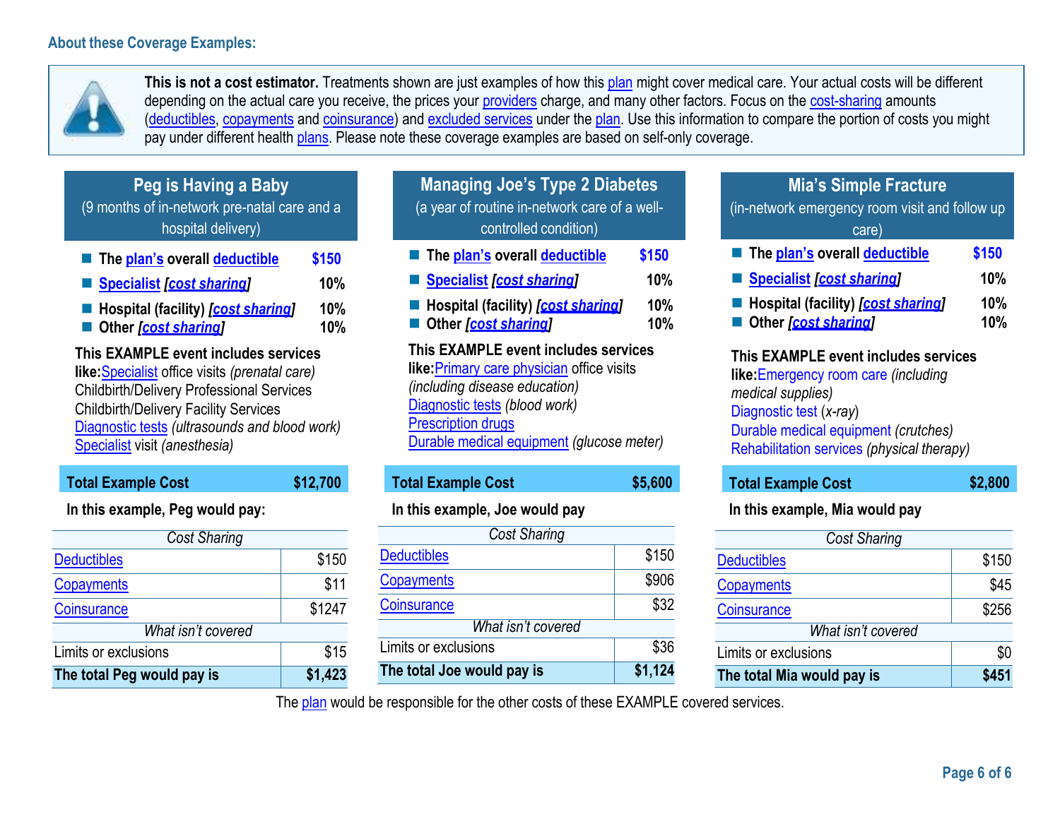## About these Coverage Examples:

**This is not a cost estimator.** Treatments shown are just examples of how this plan might cover medical care. Your actual costs will be different depending on the actual care you receive, the prices your providers charge, and many other factors. Focus on the cost-sharing amounts (deductibles, copayments and coinsurance) and excluded services under the plan. Use this information to compare the portion of costs you might pay under different health plans. Please note these coverage examples are based on self-only coverage.

### Peg is Having a Baby

(9 months of in-network pre-natal care and a hospital delivery)

- **The plan's overall deductible** **$150**
- **Specialist [cost sharing]** **10%**
- **Hospital (facility) [cost sharing]** **10%**
- **Other [cost sharing]** **10%**

**This EXAMPLE event includes services like:** Specialist office visits *(prenatal care)*
Childbirth/Delivery Professional Services
Childbirth/Delivery Facility Services
Diagnostic tests *(ultrasounds and blood work)*
Specialist visit *(anesthesia)*

| **Total Example Cost** | **$12,700** |
|---|---|

**In this example, Peg would pay:**

| *Cost Sharing* | |
|---|---|
| Deductibles | $150 |
| Copayments | $11 |
| Coinsurance | $1247 |
| *What isn't covered* | |
| Limits or exclusions | $15 |
| **The total Peg would pay is** | **$1,423** |

### Managing Joe's Type 2 Diabetes

(a year of routine in-network care of a well-controlled condition)

- **The plan's overall deductible** **$150**
- **Specialist [cost sharing]** **10%**
- **Hospital (facility) [cost sharing]** **10%**
- **Other [cost sharing]** **10%**

**This EXAMPLE event includes services like:** Primary care physician office visits *(including disease education)*
Diagnostic tests *(blood work)*
Prescription drugs
Durable medical equipment *(glucose meter)*

| **Total Example Cost** | **$5,600** |
|---|---|

**In this example, Joe would pay**

| *Cost Sharing* | |
|---|---|
| Deductibles | $150 |
| Copayments | $906 |
| Coinsurance | $32 |
| *What isn't covered* | |
| Limits or exclusions | $36 |
| **The total Joe would pay is** | **$1,124** |

### Mia's Simple Fracture

(in-network emergency room visit and follow up care)

- **The plan's overall deductible** **$150**
- **Specialist [cost sharing]** **10%**
- **Hospital (facility) [cost sharing]** **10%**
- **Other [cost sharing]** **10%**

**This EXAMPLE event includes services like:** Emergency room care *(including medical supplies)*
Diagnostic test *(x-ray)*
Durable medical equipment *(crutches)*
Rehabilitation services *(physical therapy)*

| **Total Example Cost** | **$2,800** |
|---|---|

**In this example, Mia would pay**

| *Cost Sharing* | |
|---|---|
| Deductibles | $150 |
| Copayments | $45 |
| Coinsurance | $256 |
| *What isn't covered* | |
| Limits or exclusions | $0 |
| **The total Mia would pay is** | **$451** |

The plan would be responsible for the other costs of these EXAMPLE covered services.